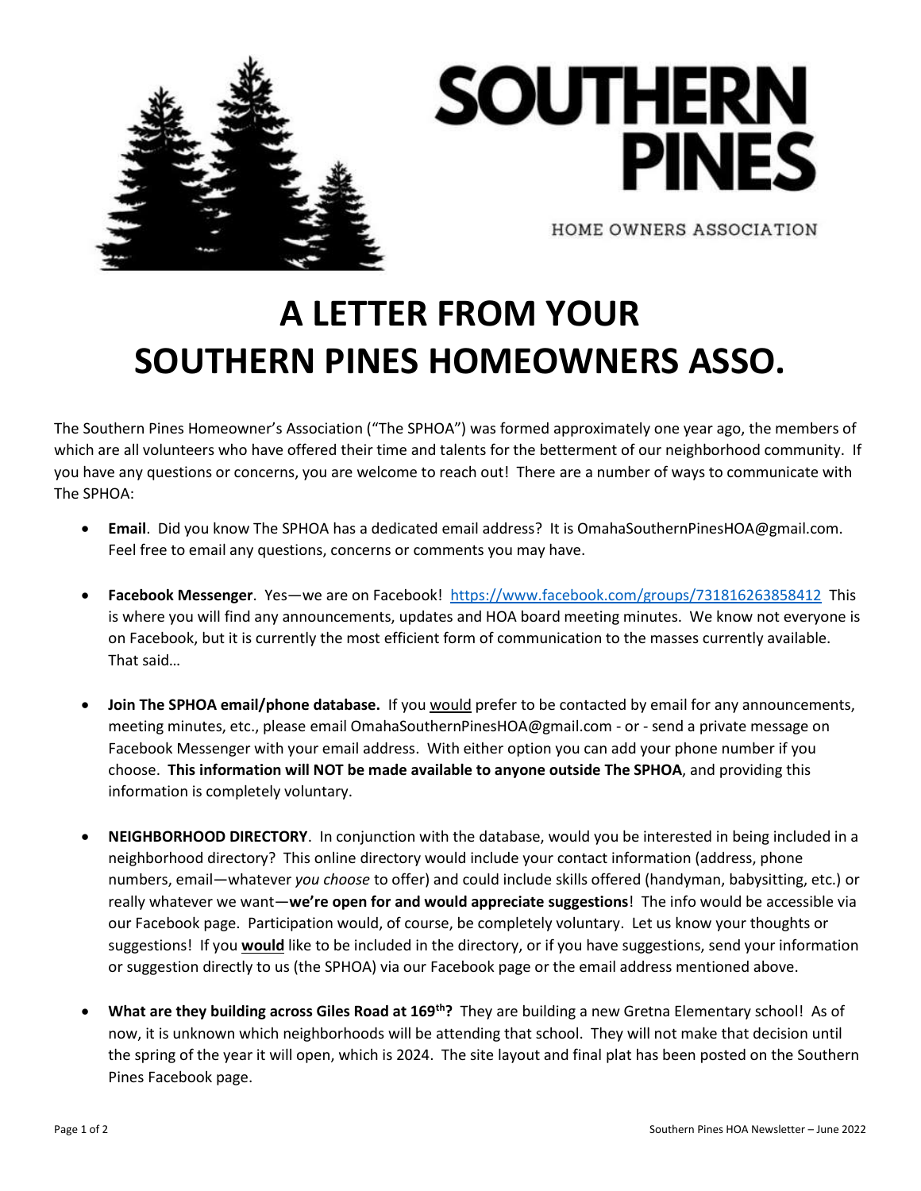SOUTHERN PINES

HOME OWNERS ASSOCIATION

# A LETTER FROM YOUR SOUTHERN PINES HOMEOWNERS ASSO.

The Southern Pines Homeowner's Association ("The SPHOA") was formed approximately one year ago, the members of which are all volunteers who have offered their time and talents for the betterment of our neighborhood community. If you have any questions or concerns, you are welcome to reach out! There are a number of ways to communicate with The SPHOA:

- **Email**. Did you know The SPHOA has a dedicated email address? It is OmahaSouthernPinesHOA@gmail.com. Feel free to email any questions, concerns or comments you may have.

- **Facebook Messenger**. Yes—we are on Facebook! [https://www.facebook.com/groups/731816263858412](https://www.facebook.com/groups/731816263858412) This is where you will find any announcements, updates and HOA board meeting minutes. We know not everyone is on Facebook, but it is currently the most efficient form of communication to the masses currently available. That said…

- **Join The SPHOA email/phone database.** If you would prefer to be contacted by email for any announcements, meeting minutes, etc., please email OmahaSouthernPinesHOA@gmail.com - or - send a private message on Facebook Messenger with your email address. With either option you can add your phone number if you choose. **This information will NOT be made available to anyone outside The SPHOA**, and providing this information is completely voluntary.

- **NEIGHBORHOOD DIRECTORY**. In conjunction with the database, would you be interested in being included in a neighborhood directory? This online directory would include your contact information (address, phone numbers, email—whatever *you choose* to offer) and could include skills offered (handyman, babysitting, etc.) or really whatever we want—**we're open for and would appreciate suggestions**! The info would be accessible via our Facebook page. Participation would, of course, be completely voluntary. Let us know your thoughts or suggestions! If you **would** like to be included in the directory, or if you have suggestions, send your information or suggestion directly to us (the SPHOA) via our Facebook page or the email address mentioned above.

- **What are they building across Giles Road at 169th?** They are building a new Gretna Elementary school! As of now, it is unknown which neighborhoods will be attending that school. They will not make that decision until the spring of the year it will open, which is 2024. The site layout and final plat has been posted on the Southern Pines Facebook page.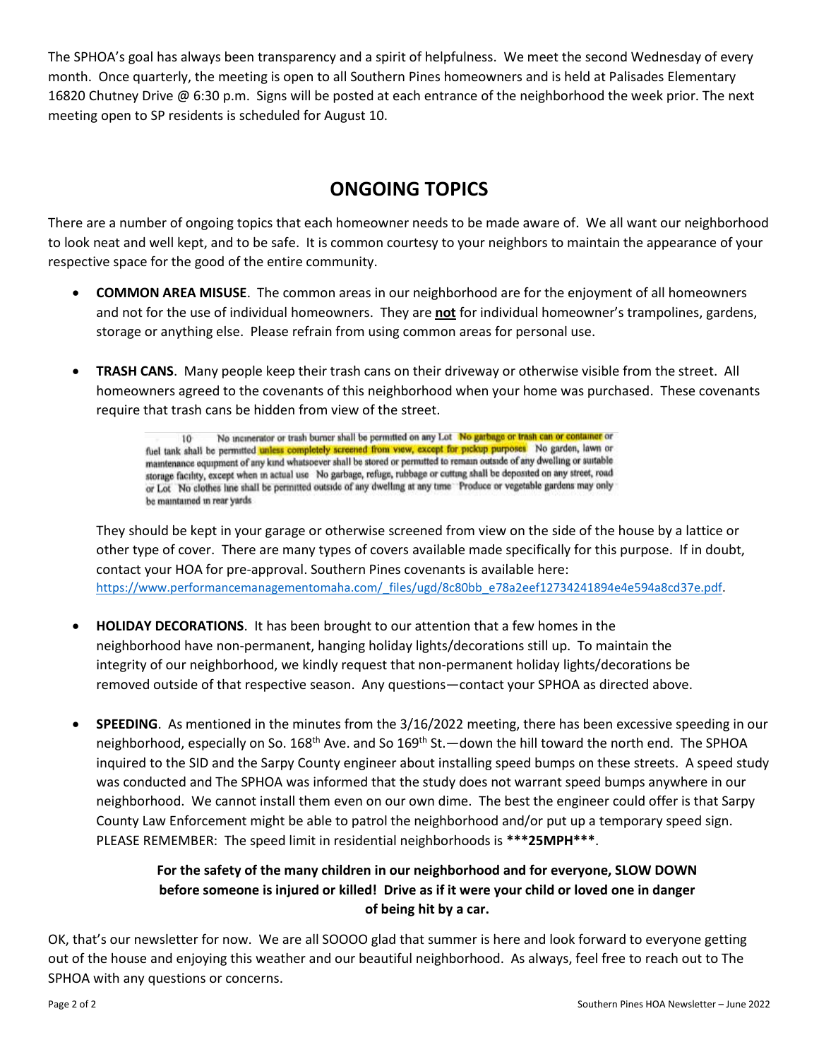The SPHOA's goal has always been transparency and a spirit of helpfulness. We meet the second Wednesday of every month. Once quarterly, the meeting is open to all Southern Pines homeowners and is held at Palisades Elementary 16820 Chutney Drive @ 6:30 p.m. Signs will be posted at each entrance of the neighborhood the week prior. The next meeting open to SP residents is scheduled for August 10.

## ONGOING TOPICS

There are a number of ongoing topics that each homeowner needs to be made aware of. We all want our neighborhood to look neat and well kept, and to be safe. It is common courtesy to your neighbors to maintain the appearance of your respective space for the good of the entire community.

- **COMMON AREA MISUSE**. The common areas in our neighborhood are for the enjoyment of all homeowners and not for the use of individual homeowners. They are **not** for individual homeowner's trampolines, gardens, storage or anything else. Please refrain from using common areas for personal use.

- **TRASH CANS**. Many people keep their trash cans on their driveway or otherwise visible from the street. All homeowners agreed to the covenants of this neighborhood when your home was purchased. These covenants require that trash cans be hidden from view of the street.

  > 10 No incinerator or trash burner shall be permitted on any Lot No garbage or trash can or container or fuel tank shall be permitted unless completely screened from view, except for pickup purposes No garden, lawn or maintenance equipment of any kind whatsoever shall be stored or permitted to remain outside of any dwelling or suitable storage facility, except when in actual use No garbage, refuse, rubbage or cutting shall be deposited on any street, road or Lot No clothes line shall be permitted outside of any dwelling at any time Produce or vegetable gardens may only be maintained in rear yards

  They should be kept in your garage or otherwise screened from view on the side of the house by a lattice or other type of cover. There are many types of covers available made specifically for this purpose. If in doubt, contact your HOA for pre-approval. Southern Pines covenants is available here: https://www.performancemanagementomaha.com/_files/ugd/8c80bb_e78a2eef12734241894e4e594a8cd37e.pdf.

- **HOLIDAY DECORATIONS**. It has been brought to our attention that a few homes in the neighborhood have non-permanent, hanging holiday lights/decorations still up. To maintain the integrity of our neighborhood, we kindly request that non-permanent holiday lights/decorations be removed outside of that respective season. Any questions—contact your SPHOA as directed above.

- **SPEEDING**. As mentioned in the minutes from the 3/16/2022 meeting, there has been excessive speeding in our neighborhood, especially on So. 168th Ave. and So 169th St.—down the hill toward the north end. The SPHOA inquired to the SID and the Sarpy County engineer about installing speed bumps on these streets. A speed study was conducted and The SPHOA was informed that the study does not warrant speed bumps anywhere in our neighborhood. We cannot install them even on our own dime. The best the engineer could offer is that Sarpy County Law Enforcement might be able to patrol the neighborhood and/or put up a temporary speed sign. PLEASE REMEMBER: The speed limit in residential neighborhoods is **\*\*\*25MPH\*\*\***.

**For the safety of the many children in our neighborhood and for everyone, SLOW DOWN before someone is injured or killed! Drive as if it were your child or loved one in danger of being hit by a car.**

OK, that's our newsletter for now. We are all SOOOO glad that summer is here and look forward to everyone getting out of the house and enjoying this weather and our beautiful neighborhood. As always, feel free to reach out to The SPHOA with any questions or concerns.